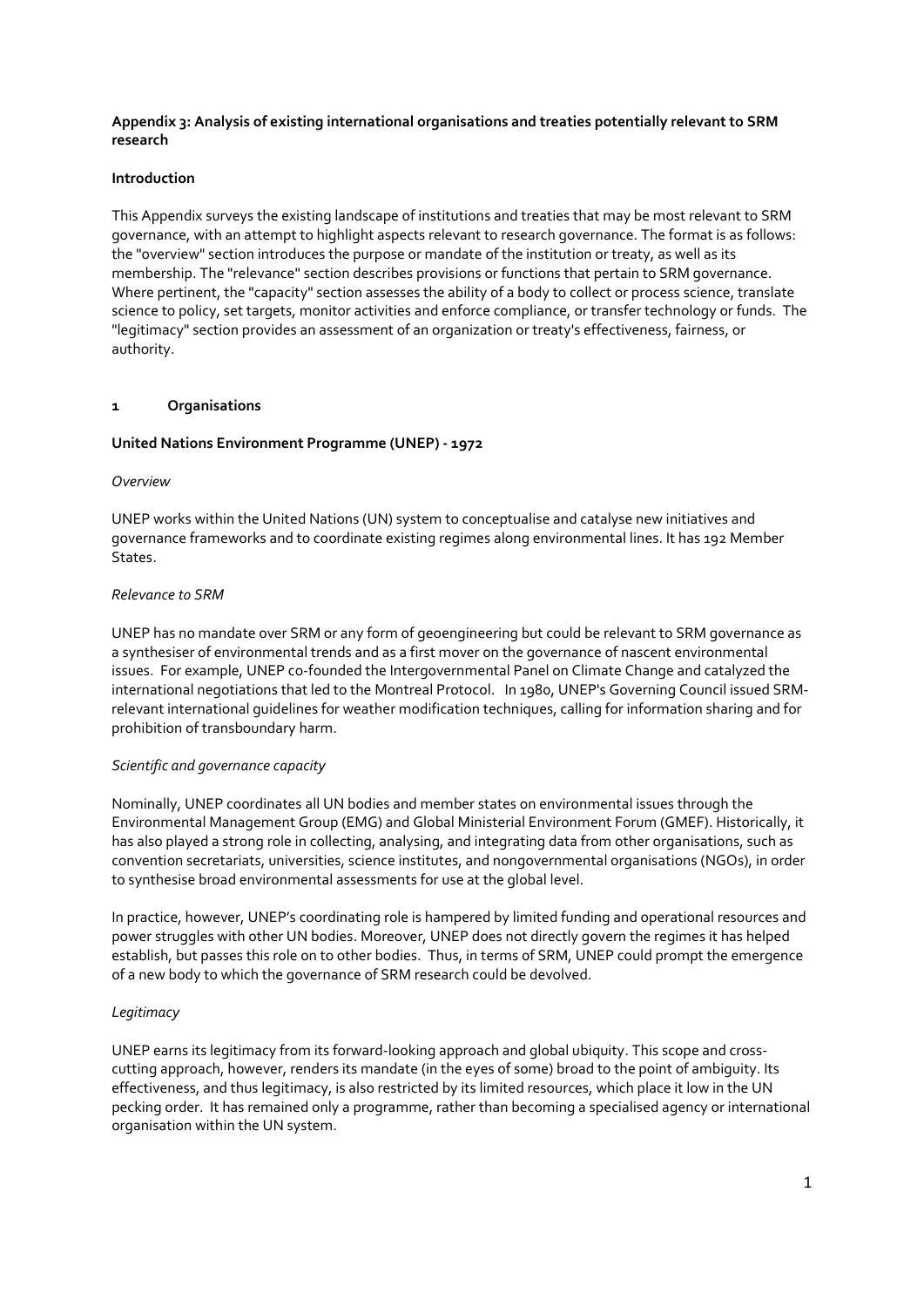**Appendix 3: Analysis of existing international organisations and treaties potentially relevant to SRM research**

**Introduction**

This Appendix surveys the existing landscape of institutions and treaties that may be most relevant to SRM governance, with an attempt to highlight aspects relevant to research governance. The format is as follows: the "overview" section introduces the purpose or mandate of the institution or treaty, as well as its membership. The "relevance" section describes provisions or functions that pertain to SRM governance. Where pertinent, the "capacity" section assesses the ability of a body to collect or process science, translate science to policy, set targets, monitor activities and enforce compliance, or transfer technology or funds. The "legitimacy" section provides an assessment of an organization or treaty's effectiveness, fairness, or authority.

## 1 Organisations

### United Nations Environment Programme (UNEP) - 1972

*Overview*

UNEP works within the United Nations (UN) system to conceptualise and catalyse new initiatives and governance frameworks and to coordinate existing regimes along environmental lines. It has 192 Member States.

*Relevance to SRM*

UNEP has no mandate over SRM or any form of geoengineering but could be relevant to SRM governance as a synthesiser of environmental trends and as a first mover on the governance of nascent environmental issues. For example, UNEP co-founded the Intergovernmental Panel on Climate Change and catalyzed the international negotiations that led to the Montreal Protocol. In 1980, UNEP's Governing Council issued SRM-relevant international guidelines for weather modification techniques, calling for information sharing and for prohibition of transboundary harm.

*Scientific and governance capacity*

Nominally, UNEP coordinates all UN bodies and member states on environmental issues through the Environmental Management Group (EMG) and Global Ministerial Environment Forum (GMEF). Historically, it has also played a strong role in collecting, analysing, and integrating data from other organisations, such as convention secretariats, universities, science institutes, and nongovernmental organisations (NGOs), in order to synthesise broad environmental assessments for use at the global level.

In practice, however, UNEP's coordinating role is hampered by limited funding and operational resources and power struggles with other UN bodies. Moreover, UNEP does not directly govern the regimes it has helped establish, but passes this role on to other bodies. Thus, in terms of SRM, UNEP could prompt the emergence of a new body to which the governance of SRM research could be devolved.

*Legitimacy*

UNEP earns its legitimacy from its forward-looking approach and global ubiquity. This scope and cross-cutting approach, however, renders its mandate (in the eyes of some) broad to the point of ambiguity. Its effectiveness, and thus legitimacy, is also restricted by its limited resources, which place it low in the UN pecking order. It has remained only a programme, rather than becoming a specialised agency or international organisation within the UN system.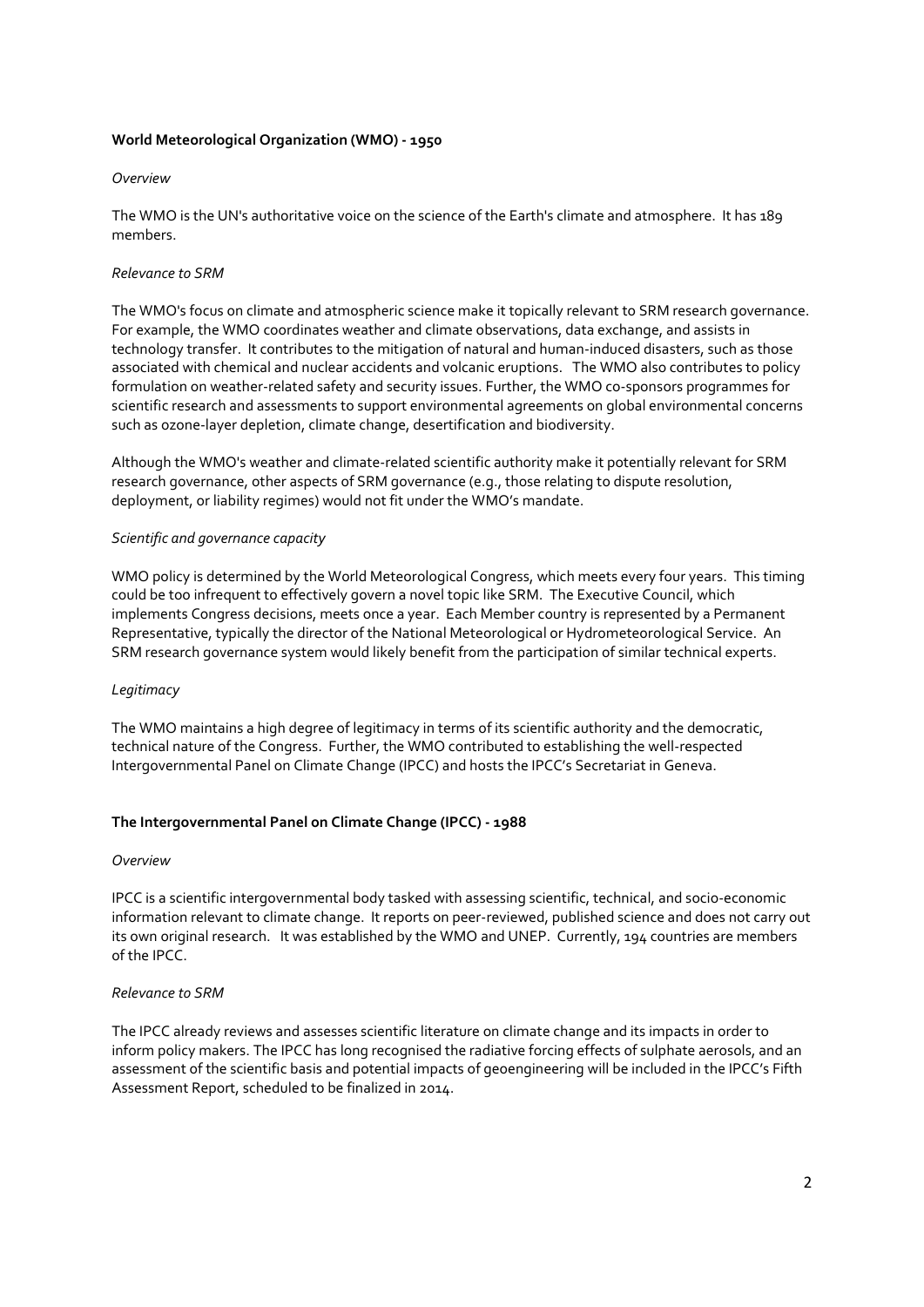## World Meteorological Organization (WMO) - 1950

*Overview*

The WMO is the UN's authoritative voice on the science of the Earth's climate and atmosphere. It has 189 members.

*Relevance to SRM*

The WMO's focus on climate and atmospheric science make it topically relevant to SRM research governance. For example, the WMO coordinates weather and climate observations, data exchange, and assists in technology transfer. It contributes to the mitigation of natural and human-induced disasters, such as those associated with chemical and nuclear accidents and volcanic eruptions. The WMO also contributes to policy formulation on weather-related safety and security issues. Further, the WMO co-sponsors programmes for scientific research and assessments to support environmental agreements on global environmental concerns such as ozone-layer depletion, climate change, desertification and biodiversity.

Although the WMO's weather and climate-related scientific authority make it potentially relevant for SRM research governance, other aspects of SRM governance (e.g., those relating to dispute resolution, deployment, or liability regimes) would not fit under the WMO's mandate.

*Scientific and governance capacity*

WMO policy is determined by the World Meteorological Congress, which meets every four years. This timing could be too infrequent to effectively govern a novel topic like SRM. The Executive Council, which implements Congress decisions, meets once a year. Each Member country is represented by a Permanent Representative, typically the director of the National Meteorological or Hydrometeorological Service. An SRM research governance system would likely benefit from the participation of similar technical experts.

*Legitimacy*

The WMO maintains a high degree of legitimacy in terms of its scientific authority and the democratic, technical nature of the Congress. Further, the WMO contributed to establishing the well-respected Intergovernmental Panel on Climate Change (IPCC) and hosts the IPCC's Secretariat in Geneva.

## The Intergovernmental Panel on Climate Change (IPCC) - 1988

*Overview*

IPCC is a scientific intergovernmental body tasked with assessing scientific, technical, and socio-economic information relevant to climate change. It reports on peer-reviewed, published science and does not carry out its own original research. It was established by the WMO and UNEP. Currently, 194 countries are members of the IPCC.

*Relevance to SRM*

The IPCC already reviews and assesses scientific literature on climate change and its impacts in order to inform policy makers. The IPCC has long recognised the radiative forcing effects of sulphate aerosols, and an assessment of the scientific basis and potential impacts of geoengineering will be included in the IPCC's Fifth Assessment Report, scheduled to be finalized in 2014.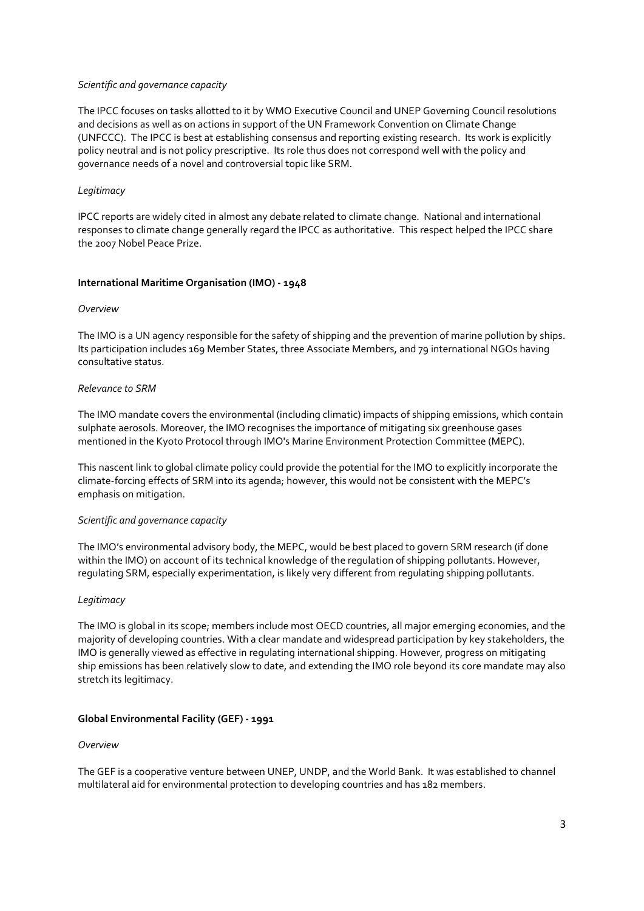*Scientific and governance capacity*

The IPCC focuses on tasks allotted to it by WMO Executive Council and UNEP Governing Council resolutions and decisions as well as on actions in support of the UN Framework Convention on Climate Change (UNFCCC). The IPCC is best at establishing consensus and reporting existing research. Its work is explicitly policy neutral and is not policy prescriptive. Its role thus does not correspond well with the policy and governance needs of a novel and controversial topic like SRM.

*Legitimacy*

IPCC reports are widely cited in almost any debate related to climate change. National and international responses to climate change generally regard the IPCC as authoritative. This respect helped the IPCC share the 2007 Nobel Peace Prize.

**International Maritime Organisation (IMO) - 1948**

*Overview*

The IMO is a UN agency responsible for the safety of shipping and the prevention of marine pollution by ships. Its participation includes 169 Member States, three Associate Members, and 79 international NGOs having consultative status.

*Relevance to SRM*

The IMO mandate covers the environmental (including climatic) impacts of shipping emissions, which contain sulphate aerosols. Moreover, the IMO recognises the importance of mitigating six greenhouse gases mentioned in the Kyoto Protocol through IMO's Marine Environment Protection Committee (MEPC).

This nascent link to global climate policy could provide the potential for the IMO to explicitly incorporate the climate-forcing effects of SRM into its agenda; however, this would not be consistent with the MEPC's emphasis on mitigation.

*Scientific and governance capacity*

The IMO's environmental advisory body, the MEPC, would be best placed to govern SRM research (if done within the IMO) on account of its technical knowledge of the regulation of shipping pollutants. However, regulating SRM, especially experimentation, is likely very different from regulating shipping pollutants.

*Legitimacy*

The IMO is global in its scope; members include most OECD countries, all major emerging economies, and the majority of developing countries. With a clear mandate and widespread participation by key stakeholders, the IMO is generally viewed as effective in regulating international shipping. However, progress on mitigating ship emissions has been relatively slow to date, and extending the IMO role beyond its core mandate may also stretch its legitimacy.

**Global Environmental Facility (GEF) - 1991**

*Overview*

The GEF is a cooperative venture between UNEP, UNDP, and the World Bank. It was established to channel multilateral aid for environmental protection to developing countries and has 182 members.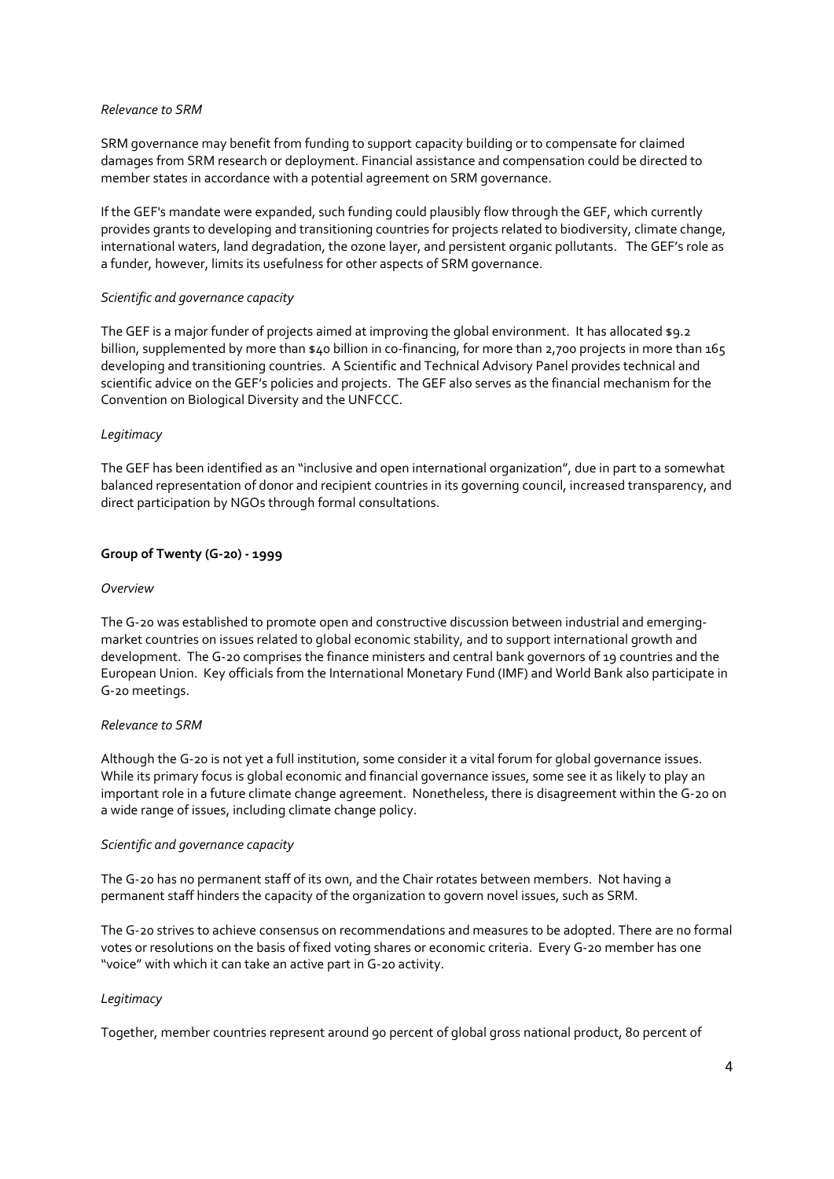*Relevance to SRM*

SRM governance may benefit from funding to support capacity building or to compensate for claimed damages from SRM research or deployment. Financial assistance and compensation could be directed to member states in accordance with a potential agreement on SRM governance.

If the GEF's mandate were expanded, such funding could plausibly flow through the GEF, which currently provides grants to developing and transitioning countries for projects related to biodiversity, climate change, international waters, land degradation, the ozone layer, and persistent organic pollutants. The GEF's role as a funder, however, limits its usefulness for other aspects of SRM governance.

*Scientific and governance capacity*

The GEF is a major funder of projects aimed at improving the global environment. It has allocated $9.2 billion, supplemented by more than $40 billion in co-financing, for more than 2,700 projects in more than 165 developing and transitioning countries. A Scientific and Technical Advisory Panel provides technical and scientific advice on the GEF's policies and projects. The GEF also serves as the financial mechanism for the Convention on Biological Diversity and the UNFCCC.

*Legitimacy*

The GEF has been identified as an "inclusive and open international organization", due in part to a somewhat balanced representation of donor and recipient countries in its governing council, increased transparency, and direct participation by NGOs through formal consultations.

**Group of Twenty (G-20) - 1999**

*Overview*

The G-20 was established to promote open and constructive discussion between industrial and emerging-market countries on issues related to global economic stability, and to support international growth and development. The G-20 comprises the finance ministers and central bank governors of 19 countries and the European Union. Key officials from the International Monetary Fund (IMF) and World Bank also participate in G-20 meetings.

*Relevance to SRM*

Although the G-20 is not yet a full institution, some consider it a vital forum for global governance issues. While its primary focus is global economic and financial governance issues, some see it as likely to play an important role in a future climate change agreement. Nonetheless, there is disagreement within the G-20 on a wide range of issues, including climate change policy.

*Scientific and governance capacity*

The G-20 has no permanent staff of its own, and the Chair rotates between members. Not having a permanent staff hinders the capacity of the organization to govern novel issues, such as SRM.

The G-20 strives to achieve consensus on recommendations and measures to be adopted. There are no formal votes or resolutions on the basis of fixed voting shares or economic criteria. Every G-20 member has one "voice" with which it can take an active part in G-20 activity.

*Legitimacy*

Together, member countries represent around 90 percent of global gross national product, 80 percent of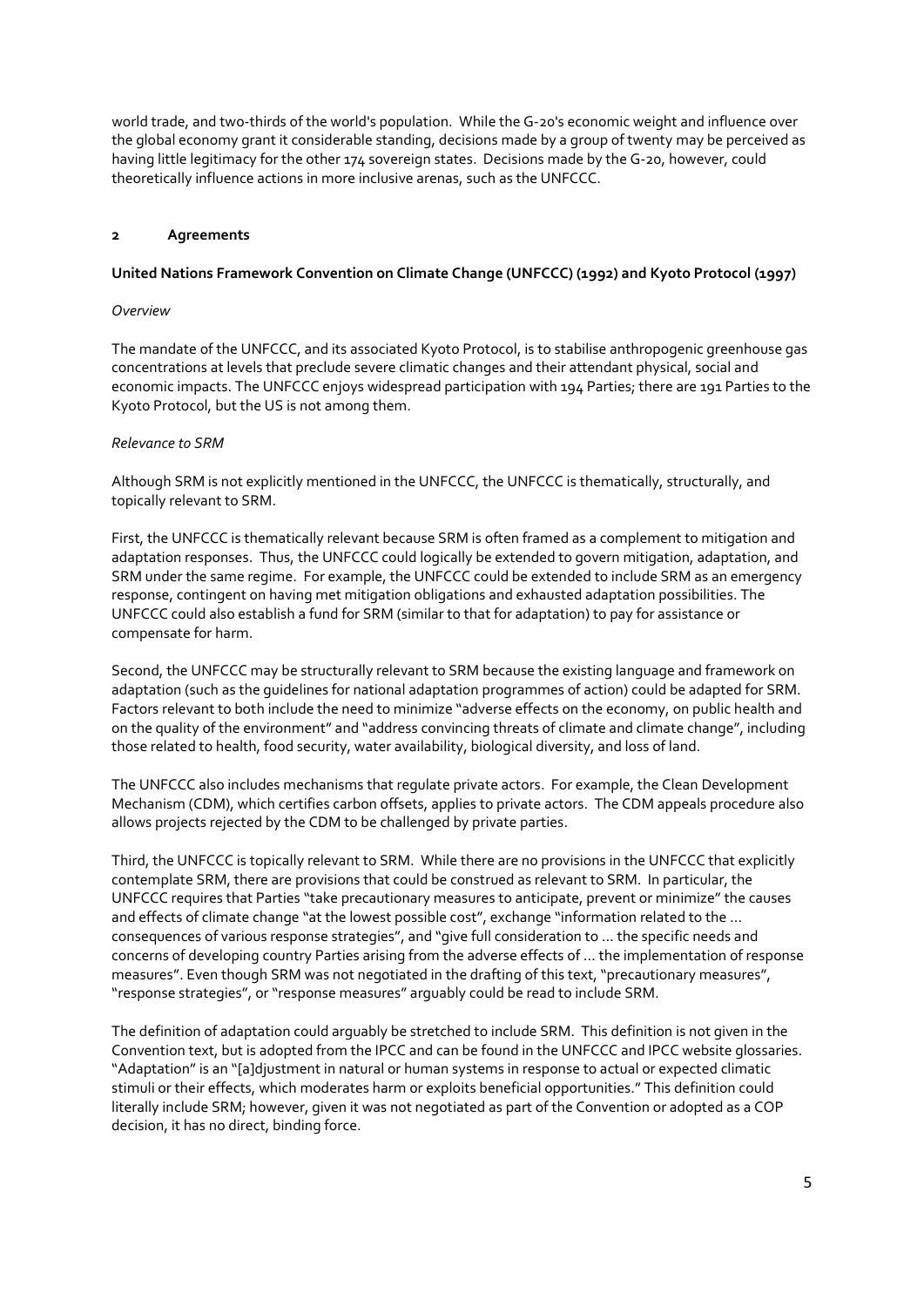world trade, and two-thirds of the world's population. While the G-20's economic weight and influence over the global economy grant it considerable standing, decisions made by a group of twenty may be perceived as having little legitimacy for the other 174 sovereign states. Decisions made by the G-20, however, could theoretically influence actions in more inclusive arenas, such as the UNFCCC.

## 2 Agreements

### United Nations Framework Convention on Climate Change (UNFCCC) (1992) and Kyoto Protocol (1997)

*Overview*

The mandate of the UNFCCC, and its associated Kyoto Protocol, is to stabilise anthropogenic greenhouse gas concentrations at levels that preclude severe climatic changes and their attendant physical, social and economic impacts. The UNFCCC enjoys widespread participation with 194 Parties; there are 191 Parties to the Kyoto Protocol, but the US is not among them.

*Relevance to SRM*

Although SRM is not explicitly mentioned in the UNFCCC, the UNFCCC is thematically, structurally, and topically relevant to SRM.

First, the UNFCCC is thematically relevant because SRM is often framed as a complement to mitigation and adaptation responses. Thus, the UNFCCC could logically be extended to govern mitigation, adaptation, and SRM under the same regime. For example, the UNFCCC could be extended to include SRM as an emergency response, contingent on having met mitigation obligations and exhausted adaptation possibilities. The UNFCCC could also establish a fund for SRM (similar to that for adaptation) to pay for assistance or compensate for harm.

Second, the UNFCCC may be structurally relevant to SRM because the existing language and framework on adaptation (such as the guidelines for national adaptation programmes of action) could be adapted for SRM. Factors relevant to both include the need to minimize "adverse effects on the economy, on public health and on the quality of the environment" and "address convincing threats of climate and climate change", including those related to health, food security, water availability, biological diversity, and loss of land.

The UNFCCC also includes mechanisms that regulate private actors. For example, the Clean Development Mechanism (CDM), which certifies carbon offsets, applies to private actors. The CDM appeals procedure also allows projects rejected by the CDM to be challenged by private parties.

Third, the UNFCCC is topically relevant to SRM. While there are no provisions in the UNFCCC that explicitly contemplate SRM, there are provisions that could be construed as relevant to SRM. In particular, the UNFCCC requires that Parties "take precautionary measures to anticipate, prevent or minimize" the causes and effects of climate change "at the lowest possible cost", exchange "information related to the ... consequences of various response strategies", and "give full consideration to ... the specific needs and concerns of developing country Parties arising from the adverse effects of ... the implementation of response measures". Even though SRM was not negotiated in the drafting of this text, "precautionary measures", "response strategies", or "response measures" arguably could be read to include SRM.

The definition of adaptation could arguably be stretched to include SRM. This definition is not given in the Convention text, but is adopted from the IPCC and can be found in the UNFCCC and IPCC website glossaries. "Adaptation" is an "[a]djustment in natural or human systems in response to actual or expected climatic stimuli or their effects, which moderates harm or exploits beneficial opportunities." This definition could literally include SRM; however, given it was not negotiated as part of the Convention or adopted as a COP decision, it has no direct, binding force.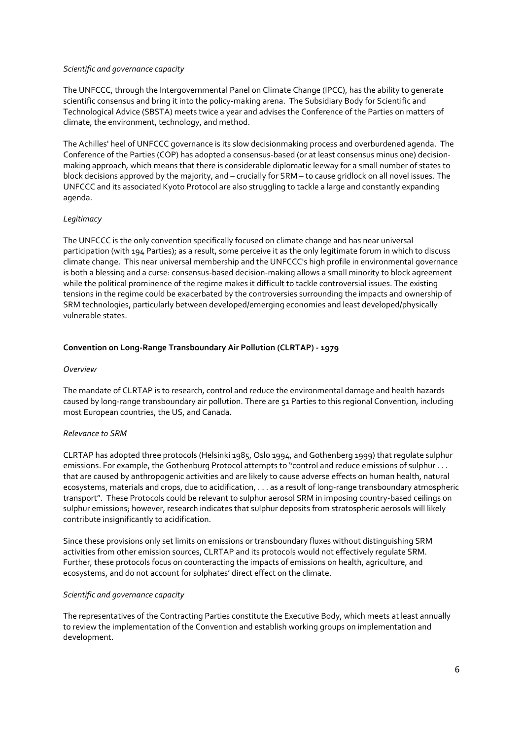*Scientific and governance capacity*

The UNFCCC, through the Intergovernmental Panel on Climate Change (IPCC), has the ability to generate scientific consensus and bring it into the policy-making arena. The Subsidiary Body for Scientific and Technological Advice (SBSTA) meets twice a year and advises the Conference of the Parties on matters of climate, the environment, technology, and method.

The Achilles' heel of UNFCCC governance is its slow decisionmaking process and overburdened agenda. The Conference of the Parties (COP) has adopted a consensus-based (or at least consensus minus one) decision-making approach, which means that there is considerable diplomatic leeway for a small number of states to block decisions approved by the majority, and – crucially for SRM – to cause gridlock on all novel issues. The UNFCCC and its associated Kyoto Protocol are also struggling to tackle a large and constantly expanding agenda.

*Legitimacy*

The UNFCCC is the only convention specifically focused on climate change and has near universal participation (with 194 Parties); as a result, some perceive it as the only legitimate forum in which to discuss climate change. This near universal membership and the UNFCCC's high profile in environmental governance is both a blessing and a curse: consensus-based decision-making allows a small minority to block agreement while the political prominence of the regime makes it difficult to tackle controversial issues. The existing tensions in the regime could be exacerbated by the controversies surrounding the impacts and ownership of SRM technologies, particularly between developed/emerging economies and least developed/physically vulnerable states.

**Convention on Long-Range Transboundary Air Pollution (CLRTAP) - 1979**

*Overview*

The mandate of CLRTAP is to research, control and reduce the environmental damage and health hazards caused by long-range transboundary air pollution. There are 51 Parties to this regional Convention, including most European countries, the US, and Canada.

*Relevance to SRM*

CLRTAP has adopted three protocols (Helsinki 1985, Oslo 1994, and Gothenberg 1999) that regulate sulphur emissions. For example, the Gothenburg Protocol attempts to "control and reduce emissions of sulphur . . . that are caused by anthropogenic activities and are likely to cause adverse effects on human health, natural ecosystems, materials and crops, due to acidification, . . . as a result of long-range transboundary atmospheric transport". These Protocols could be relevant to sulphur aerosol SRM in imposing country-based ceilings on sulphur emissions; however, research indicates that sulphur deposits from stratospheric aerosols will likely contribute insignificantly to acidification.

Since these provisions only set limits on emissions or transboundary fluxes without distinguishing SRM activities from other emission sources, CLRTAP and its protocols would not effectively regulate SRM. Further, these protocols focus on counteracting the impacts of emissions on health, agriculture, and ecosystems, and do not account for sulphates' direct effect on the climate.

*Scientific and governance capacity*

The representatives of the Contracting Parties constitute the Executive Body, which meets at least annually to review the implementation of the Convention and establish working groups on implementation and development.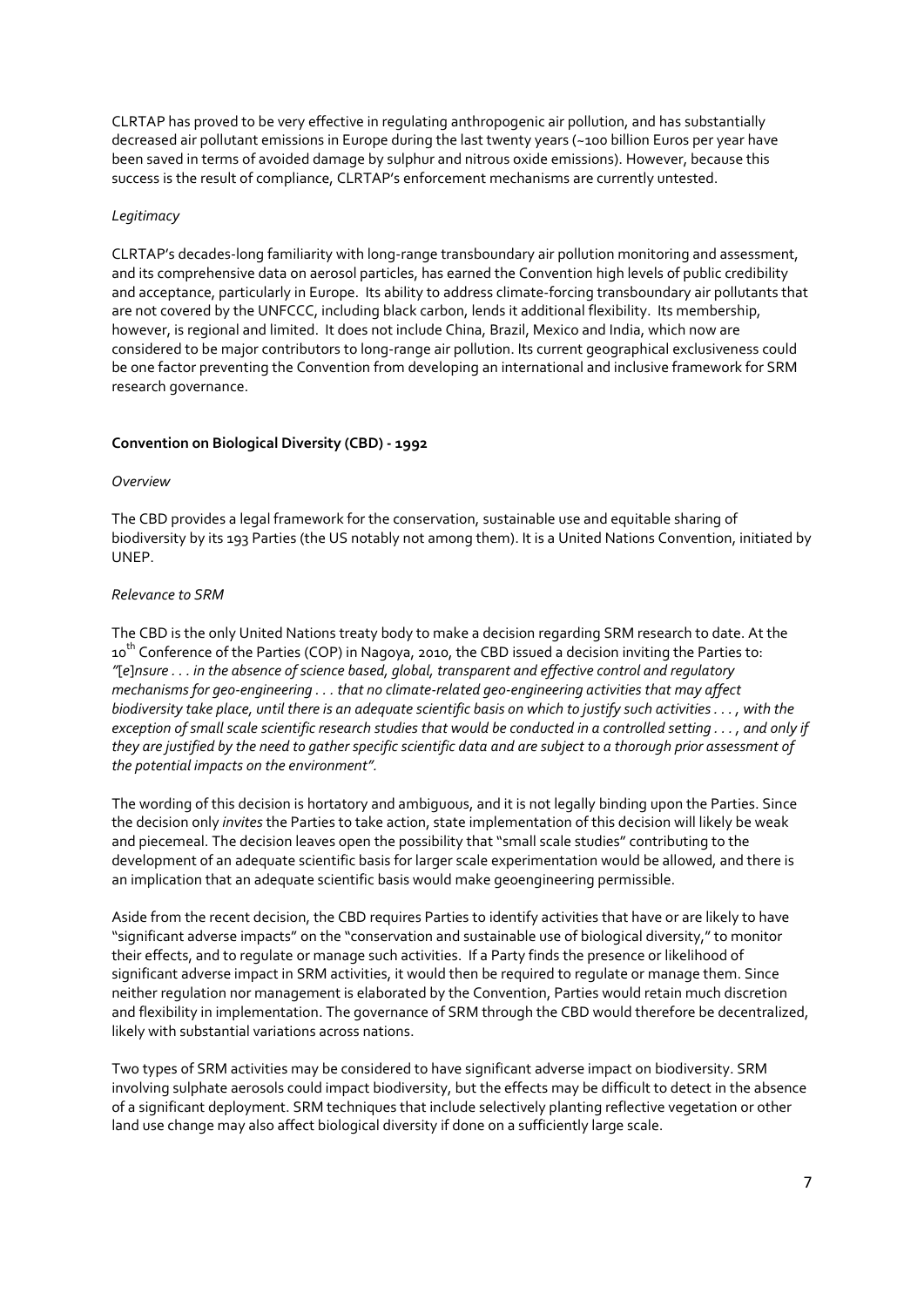CLRTAP has proved to be very effective in regulating anthropogenic air pollution, and has substantially decreased air pollutant emissions in Europe during the last twenty years (~100 billion Euros per year have been saved in terms of avoided damage by sulphur and nitrous oxide emissions). However, because this success is the result of compliance, CLRTAP's enforcement mechanisms are currently untested.

*Legitimacy*

CLRTAP's decades-long familiarity with long-range transboundary air pollution monitoring and assessment, and its comprehensive data on aerosol particles, has earned the Convention high levels of public credibility and acceptance, particularly in Europe. Its ability to address climate-forcing transboundary air pollutants that are not covered by the UNFCCC, including black carbon, lends it additional flexibility. Its membership, however, is regional and limited. It does not include China, Brazil, Mexico and India, which now are considered to be major contributors to long-range air pollution. Its current geographical exclusiveness could be one factor preventing the Convention from developing an international and inclusive framework for SRM research governance.

**Convention on Biological Diversity (CBD) - 1992**

*Overview*

The CBD provides a legal framework for the conservation, sustainable use and equitable sharing of biodiversity by its 193 Parties (the US notably not among them). It is a United Nations Convention, initiated by UNEP.

*Relevance to SRM*

The CBD is the only United Nations treaty body to make a decision regarding SRM research to date. At the 10th Conference of the Parties (COP) in Nagoya, 2010, the CBD issued a decision inviting the Parties to: *"[e]nsure . . . in the absence of science based, global, transparent and effective control and regulatory mechanisms for geo-engineering . . . that no climate-related geo-engineering activities that may affect biodiversity take place, until there is an adequate scientific basis on which to justify such activities . . . , with the exception of small scale scientific research studies that would be conducted in a controlled setting . . . , and only if they are justified by the need to gather specific scientific data and are subject to a thorough prior assessment of the potential impacts on the environment".*

The wording of this decision is hortatory and ambiguous, and it is not legally binding upon the Parties. Since the decision only *invites* the Parties to take action, state implementation of this decision will likely be weak and piecemeal. The decision leaves open the possibility that "small scale studies" contributing to the development of an adequate scientific basis for larger scale experimentation would be allowed, and there is an implication that an adequate scientific basis would make geoengineering permissible.

Aside from the recent decision, the CBD requires Parties to identify activities that have or are likely to have "significant adverse impacts" on the "conservation and sustainable use of biological diversity," to monitor their effects, and to regulate or manage such activities. If a Party finds the presence or likelihood of significant adverse impact in SRM activities, it would then be required to regulate or manage them. Since neither regulation nor management is elaborated by the Convention, Parties would retain much discretion and flexibility in implementation. The governance of SRM through the CBD would therefore be decentralized, likely with substantial variations across nations.

Two types of SRM activities may be considered to have significant adverse impact on biodiversity. SRM involving sulphate aerosols could impact biodiversity, but the effects may be difficult to detect in the absence of a significant deployment. SRM techniques that include selectively planting reflective vegetation or other land use change may also affect biological diversity if done on a sufficiently large scale.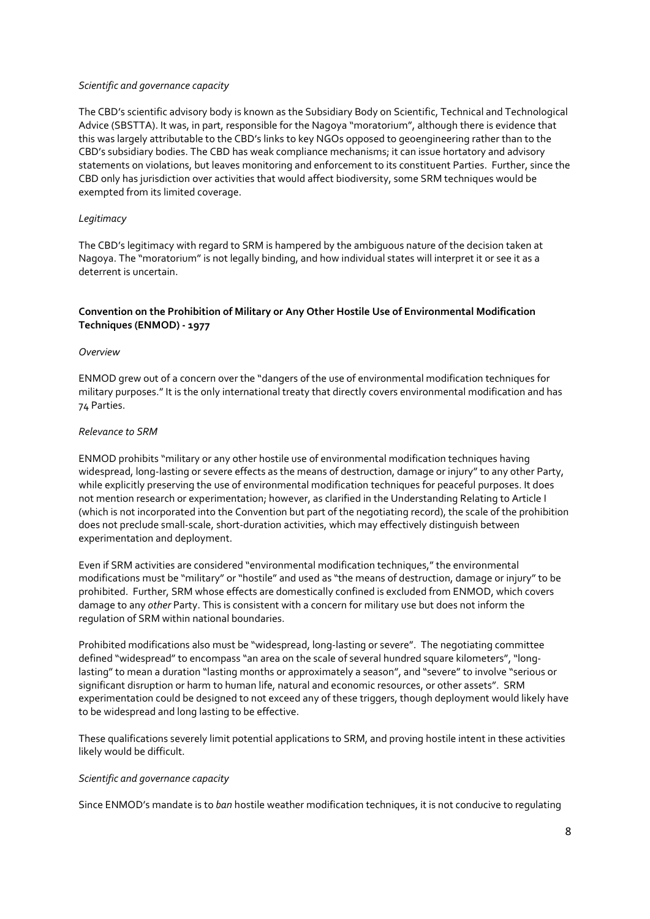*Scientific and governance capacity*

The CBD's scientific advisory body is known as the Subsidiary Body on Scientific, Technical and Technological Advice (SBSTTA). It was, in part, responsible for the Nagoya "moratorium", although there is evidence that this was largely attributable to the CBD's links to key NGOs opposed to geoengineering rather than to the CBD's subsidiary bodies. The CBD has weak compliance mechanisms; it can issue hortatory and advisory statements on violations, but leaves monitoring and enforcement to its constituent Parties. Further, since the CBD only has jurisdiction over activities that would affect biodiversity, some SRM techniques would be exempted from its limited coverage.

*Legitimacy*

The CBD's legitimacy with regard to SRM is hampered by the ambiguous nature of the decision taken at Nagoya. The "moratorium" is not legally binding, and how individual states will interpret it or see it as a deterrent is uncertain.

**Convention on the Prohibition of Military or Any Other Hostile Use of Environmental Modification Techniques (ENMOD) - 1977**

*Overview*

ENMOD grew out of a concern over the "dangers of the use of environmental modification techniques for military purposes." It is the only international treaty that directly covers environmental modification and has 74 Parties.

*Relevance to SRM*

ENMOD prohibits "military or any other hostile use of environmental modification techniques having widespread, long-lasting or severe effects as the means of destruction, damage or injury" to any other Party, while explicitly preserving the use of environmental modification techniques for peaceful purposes. It does not mention research or experimentation; however, as clarified in the Understanding Relating to Article I (which is not incorporated into the Convention but part of the negotiating record), the scale of the prohibition does not preclude small-scale, short-duration activities, which may effectively distinguish between experimentation and deployment.

Even if SRM activities are considered "environmental modification techniques," the environmental modifications must be "military" or "hostile" and used as "the means of destruction, damage or injury" to be prohibited. Further, SRM whose effects are domestically confined is excluded from ENMOD, which covers damage to any *other* Party. This is consistent with a concern for military use but does not inform the regulation of SRM within national boundaries.

Prohibited modifications also must be "widespread, long-lasting or severe". The negotiating committee defined "widespread" to encompass "an area on the scale of several hundred square kilometers", "long-lasting" to mean a duration "lasting months or approximately a season", and "severe" to involve "serious or significant disruption or harm to human life, natural and economic resources, or other assets". SRM experimentation could be designed to not exceed any of these triggers, though deployment would likely have to be widespread and long lasting to be effective.

These qualifications severely limit potential applications to SRM, and proving hostile intent in these activities likely would be difficult.

*Scientific and governance capacity*

Since ENMOD's mandate is to *ban* hostile weather modification techniques, it is not conducive to regulating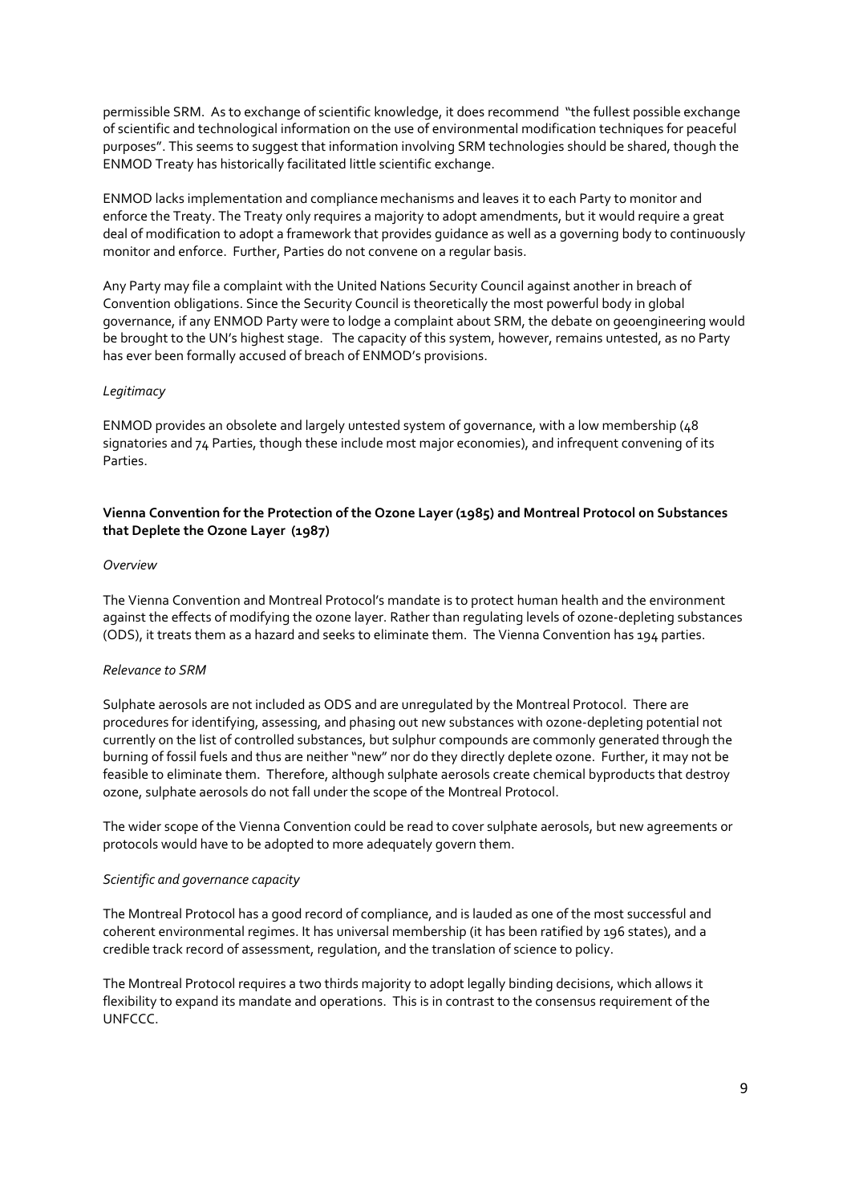permissible SRM. As to exchange of scientific knowledge, it does recommend "the fullest possible exchange of scientific and technological information on the use of environmental modification techniques for peaceful purposes". This seems to suggest that information involving SRM technologies should be shared, though the ENMOD Treaty has historically facilitated little scientific exchange.

ENMOD lacks implementation and compliance mechanisms and leaves it to each Party to monitor and enforce the Treaty. The Treaty only requires a majority to adopt amendments, but it would require a great deal of modification to adopt a framework that provides guidance as well as a governing body to continuously monitor and enforce. Further, Parties do not convene on a regular basis.

Any Party may file a complaint with the United Nations Security Council against another in breach of Convention obligations. Since the Security Council is theoretically the most powerful body in global governance, if any ENMOD Party were to lodge a complaint about SRM, the debate on geoengineering would be brought to the UN's highest stage. The capacity of this system, however, remains untested, as no Party has ever been formally accused of breach of ENMOD's provisions.

*Legitimacy*

ENMOD provides an obsolete and largely untested system of governance, with a low membership (48 signatories and 74 Parties, though these include most major economies), and infrequent convening of its Parties.

**Vienna Convention for the Protection of the Ozone Layer (1985) and Montreal Protocol on Substances that Deplete the Ozone Layer (1987)**

*Overview*

The Vienna Convention and Montreal Protocol's mandate is to protect human health and the environment against the effects of modifying the ozone layer. Rather than regulating levels of ozone-depleting substances (ODS), it treats them as a hazard and seeks to eliminate them. The Vienna Convention has 194 parties.

*Relevance to SRM*

Sulphate aerosols are not included as ODS and are unregulated by the Montreal Protocol. There are procedures for identifying, assessing, and phasing out new substances with ozone-depleting potential not currently on the list of controlled substances, but sulphur compounds are commonly generated through the burning of fossil fuels and thus are neither "new" nor do they directly deplete ozone. Further, it may not be feasible to eliminate them. Therefore, although sulphate aerosols create chemical byproducts that destroy ozone, sulphate aerosols do not fall under the scope of the Montreal Protocol.

The wider scope of the Vienna Convention could be read to cover sulphate aerosols, but new agreements or protocols would have to be adopted to more adequately govern them.

*Scientific and governance capacity*

The Montreal Protocol has a good record of compliance, and is lauded as one of the most successful and coherent environmental regimes. It has universal membership (it has been ratified by 196 states), and a credible track record of assessment, regulation, and the translation of science to policy.

The Montreal Protocol requires a two thirds majority to adopt legally binding decisions, which allows it flexibility to expand its mandate and operations. This is in contrast to the consensus requirement of the UNFCCC.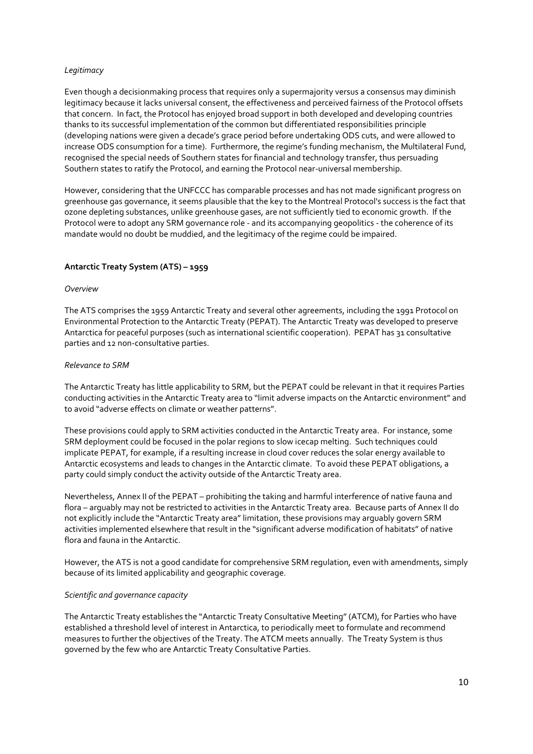*Legitimacy*

Even though a decisionmaking process that requires only a supermajority versus a consensus may diminish legitimacy because it lacks universal consent, the effectiveness and perceived fairness of the Protocol offsets that concern. In fact, the Protocol has enjoyed broad support in both developed and developing countries thanks to its successful implementation of the common but differentiated responsibilities principle (developing nations were given a decade's grace period before undertaking ODS cuts, and were allowed to increase ODS consumption for a time). Furthermore, the regime's funding mechanism, the Multilateral Fund, recognised the special needs of Southern states for financial and technology transfer, thus persuading Southern states to ratify the Protocol, and earning the Protocol near-universal membership.

However, considering that the UNFCCC has comparable processes and has not made significant progress on greenhouse gas governance, it seems plausible that the key to the Montreal Protocol's success is the fact that ozone depleting substances, unlike greenhouse gases, are not sufficiently tied to economic growth. If the Protocol were to adopt any SRM governance role - and its accompanying geopolitics - the coherence of its mandate would no doubt be muddied, and the legitimacy of the regime could be impaired.

**Antarctic Treaty System (ATS) – 1959**

*Overview*

The ATS comprises the 1959 Antarctic Treaty and several other agreements, including the 1991 Protocol on Environmental Protection to the Antarctic Treaty (PEPAT). The Antarctic Treaty was developed to preserve Antarctica for peaceful purposes (such as international scientific cooperation). PEPAT has 31 consultative parties and 12 non-consultative parties.

*Relevance to SRM*

The Antarctic Treaty has little applicability to SRM, but the PEPAT could be relevant in that it requires Parties conducting activities in the Antarctic Treaty area to "limit adverse impacts on the Antarctic environment" and to avoid "adverse effects on climate or weather patterns".

These provisions could apply to SRM activities conducted in the Antarctic Treaty area. For instance, some SRM deployment could be focused in the polar regions to slow icecap melting. Such techniques could implicate PEPAT, for example, if a resulting increase in cloud cover reduces the solar energy available to Antarctic ecosystems and leads to changes in the Antarctic climate. To avoid these PEPAT obligations, a party could simply conduct the activity outside of the Antarctic Treaty area.

Nevertheless, Annex II of the PEPAT – prohibiting the taking and harmful interference of native fauna and flora – arguably may not be restricted to activities in the Antarctic Treaty area. Because parts of Annex II do not explicitly include the "Antarctic Treaty area" limitation, these provisions may arguably govern SRM activities implemented elsewhere that result in the "significant adverse modification of habitats" of native flora and fauna in the Antarctic.

However, the ATS is not a good candidate for comprehensive SRM regulation, even with amendments, simply because of its limited applicability and geographic coverage.

*Scientific and governance capacity*

The Antarctic Treaty establishes the "Antarctic Treaty Consultative Meeting" (ATCM), for Parties who have established a threshold level of interest in Antarctica, to periodically meet to formulate and recommend measures to further the objectives of the Treaty. The ATCM meets annually. The Treaty System is thus governed by the few who are Antarctic Treaty Consultative Parties.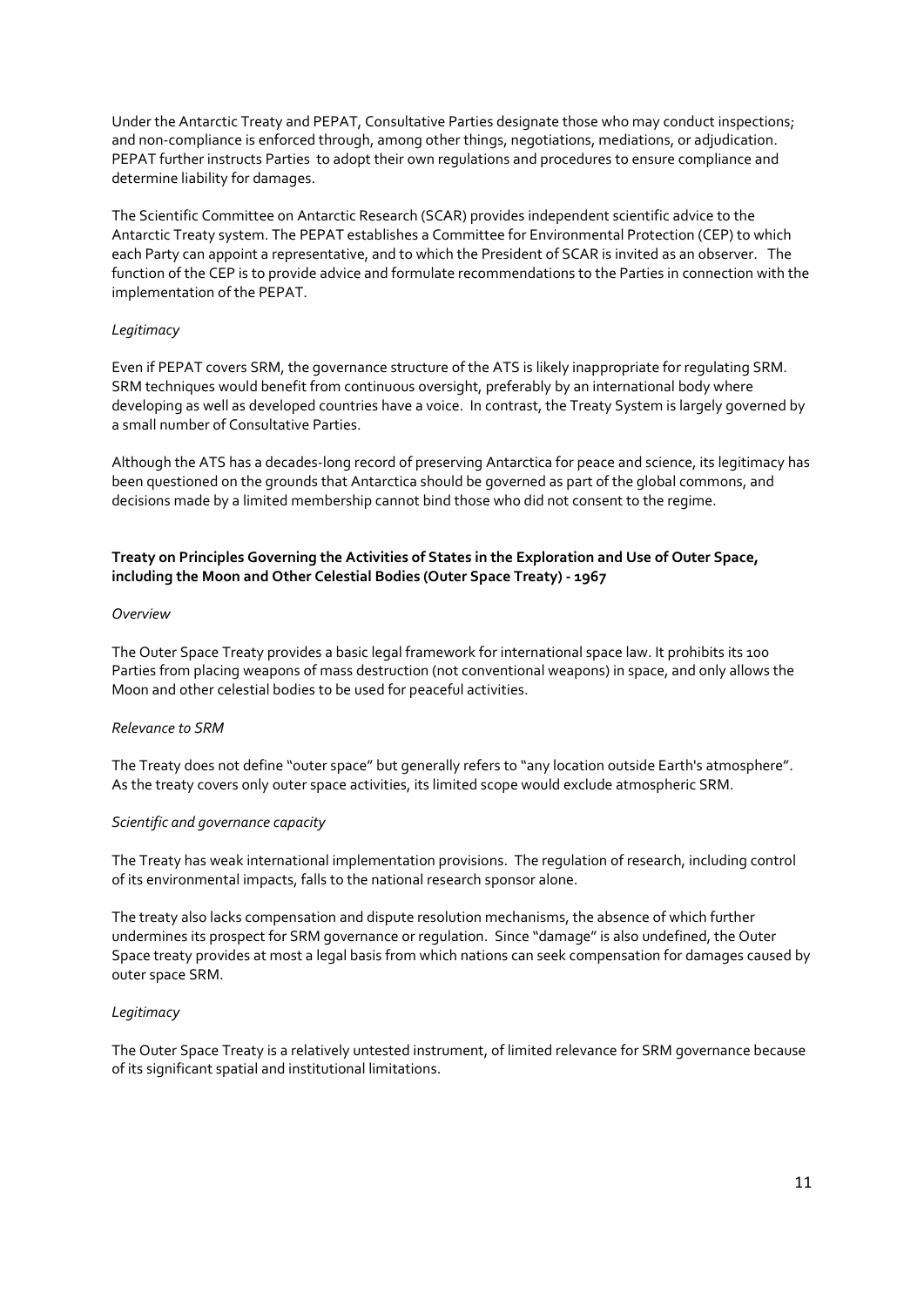Under the Antarctic Treaty and PEPAT, Consultative Parties designate those who may conduct inspections; and non-compliance is enforced through, among other things, negotiations, mediations, or adjudication. PEPAT further instructs Parties to adopt their own regulations and procedures to ensure compliance and determine liability for damages.

The Scientific Committee on Antarctic Research (SCAR) provides independent scientific advice to the Antarctic Treaty system. The PEPAT establishes a Committee for Environmental Protection (CEP) to which each Party can appoint a representative, and to which the President of SCAR is invited as an observer. The function of the CEP is to provide advice and formulate recommendations to the Parties in connection with the implementation of the PEPAT.

*Legitimacy*

Even if PEPAT covers SRM, the governance structure of the ATS is likely inappropriate for regulating SRM. SRM techniques would benefit from continuous oversight, preferably by an international body where developing as well as developed countries have a voice. In contrast, the Treaty System is largely governed by a small number of Consultative Parties.

Although the ATS has a decades-long record of preserving Antarctica for peace and science, its legitimacy has been questioned on the grounds that Antarctica should be governed as part of the global commons, and decisions made by a limited membership cannot bind those who did not consent to the regime.

**Treaty on Principles Governing the Activities of States in the Exploration and Use of Outer Space, including the Moon and Other Celestial Bodies (Outer Space Treaty) - 1967**

*Overview*

The Outer Space Treaty provides a basic legal framework for international space law. It prohibits its 100 Parties from placing weapons of mass destruction (not conventional weapons) in space, and only allows the Moon and other celestial bodies to be used for peaceful activities.

*Relevance to SRM*

The Treaty does not define "outer space" but generally refers to "any location outside Earth's atmosphere". As the treaty covers only outer space activities, its limited scope would exclude atmospheric SRM.

*Scientific and governance capacity*

The Treaty has weak international implementation provisions. The regulation of research, including control of its environmental impacts, falls to the national research sponsor alone.

The treaty also lacks compensation and dispute resolution mechanisms, the absence of which further undermines its prospect for SRM governance or regulation. Since "damage" is also undefined, the Outer Space treaty provides at most a legal basis from which nations can seek compensation for damages caused by outer space SRM.

*Legitimacy*

The Outer Space Treaty is a relatively untested instrument, of limited relevance for SRM governance because of its significant spatial and institutional limitations.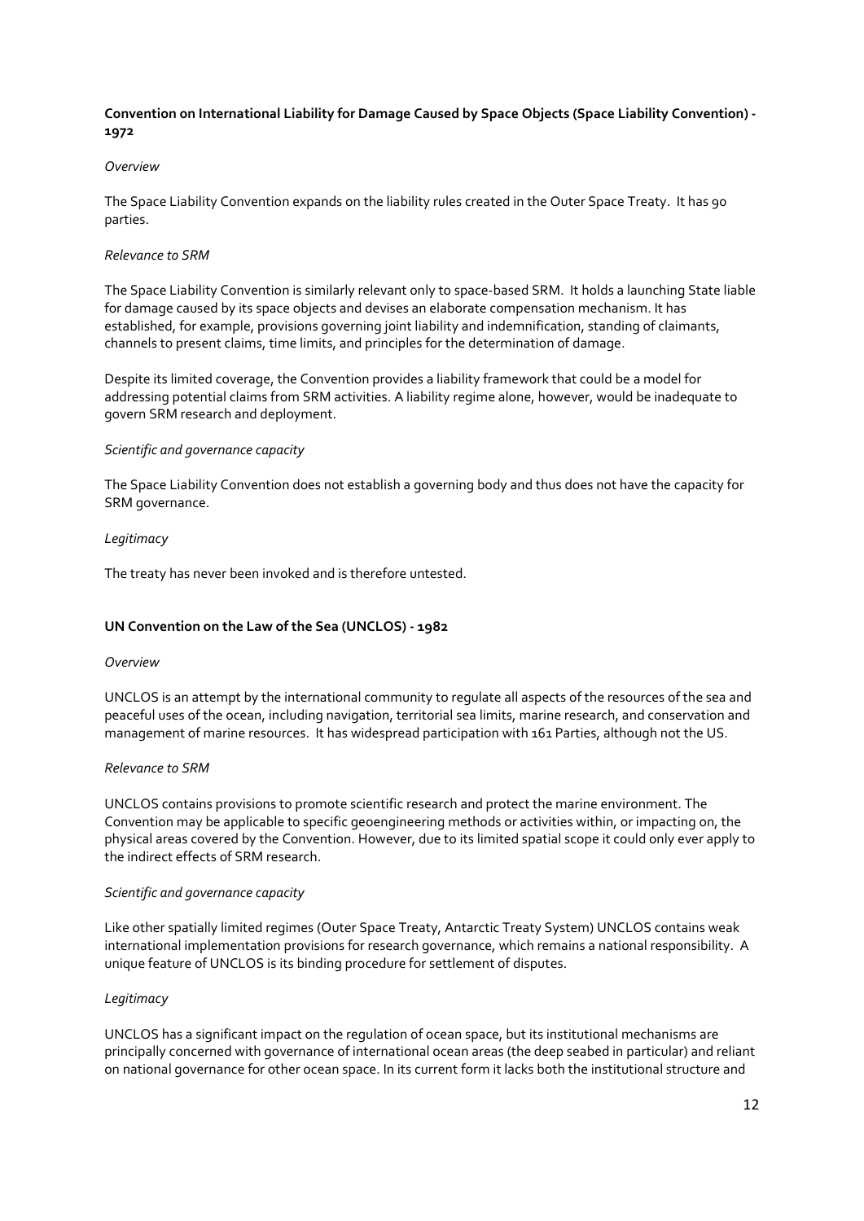**Convention on International Liability for Damage Caused by Space Objects (Space Liability Convention) - 1972**

*Overview*

The Space Liability Convention expands on the liability rules created in the Outer Space Treaty. It has 90 parties.

*Relevance to SRM*

The Space Liability Convention is similarly relevant only to space-based SRM. It holds a launching State liable for damage caused by its space objects and devises an elaborate compensation mechanism. It has established, for example, provisions governing joint liability and indemnification, standing of claimants, channels to present claims, time limits, and principles for the determination of damage.

Despite its limited coverage, the Convention provides a liability framework that could be a model for addressing potential claims from SRM activities. A liability regime alone, however, would be inadequate to govern SRM research and deployment.

*Scientific and governance capacity*

The Space Liability Convention does not establish a governing body and thus does not have the capacity for SRM governance.

*Legitimacy*

The treaty has never been invoked and is therefore untested.

**UN Convention on the Law of the Sea (UNCLOS) - 1982**

*Overview*

UNCLOS is an attempt by the international community to regulate all aspects of the resources of the sea and peaceful uses of the ocean, including navigation, territorial sea limits, marine research, and conservation and management of marine resources. It has widespread participation with 161 Parties, although not the US.

*Relevance to SRM*

UNCLOS contains provisions to promote scientific research and protect the marine environment. The Convention may be applicable to specific geoengineering methods or activities within, or impacting on, the physical areas covered by the Convention. However, due to its limited spatial scope it could only ever apply to the indirect effects of SRM research.

*Scientific and governance capacity*

Like other spatially limited regimes (Outer Space Treaty, Antarctic Treaty System) UNCLOS contains weak international implementation provisions for research governance, which remains a national responsibility. A unique feature of UNCLOS is its binding procedure for settlement of disputes.

*Legitimacy*

UNCLOS has a significant impact on the regulation of ocean space, but its institutional mechanisms are principally concerned with governance of international ocean areas (the deep seabed in particular) and reliant on national governance for other ocean space. In its current form it lacks both the institutional structure and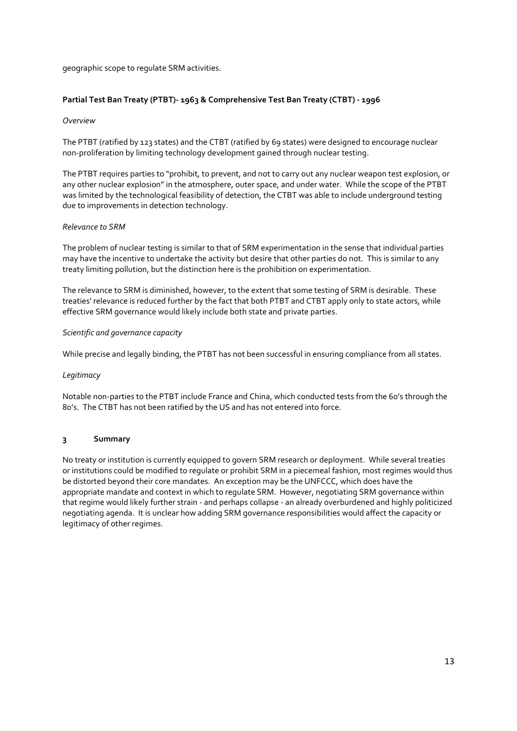geographic scope to regulate SRM activities.

**Partial Test Ban Treaty (PTBT)- 1963 & Comprehensive Test Ban Treaty (CTBT) - 1996**

*Overview*

The PTBT (ratified by 123 states) and the CTBT (ratified by 69 states) were designed to encourage nuclear non-proliferation by limiting technology development gained through nuclear testing.

The PTBT requires parties to "prohibit, to prevent, and not to carry out any nuclear weapon test explosion, or any other nuclear explosion" in the atmosphere, outer space, and under water. While the scope of the PTBT was limited by the technological feasibility of detection, the CTBT was able to include underground testing due to improvements in detection technology.

*Relevance to SRM*

The problem of nuclear testing is similar to that of SRM experimentation in the sense that individual parties may have the incentive to undertake the activity but desire that other parties do not. This is similar to any treaty limiting pollution, but the distinction here is the prohibition on experimentation.

The relevance to SRM is diminished, however, to the extent that some testing of SRM is desirable. These treaties' relevance is reduced further by the fact that both PTBT and CTBT apply only to state actors, while effective SRM governance would likely include both state and private parties.

*Scientific and governance capacity*

While precise and legally binding, the PTBT has not been successful in ensuring compliance from all states.

*Legitimacy*

Notable non-parties to the PTBT include France and China, which conducted tests from the 60's through the 80's. The CTBT has not been ratified by the US and has not entered into force.

## 3 Summary

No treaty or institution is currently equipped to govern SRM research or deployment. While several treaties or institutions could be modified to regulate or prohibit SRM in a piecemeal fashion, most regimes would thus be distorted beyond their core mandates. An exception may be the UNFCCC, which does have the appropriate mandate and context in which to regulate SRM. However, negotiating SRM governance within that regime would likely further strain - and perhaps collapse - an already overburdened and highly politicized negotiating agenda. It is unclear how adding SRM governance responsibilities would affect the capacity or legitimacy of other regimes.